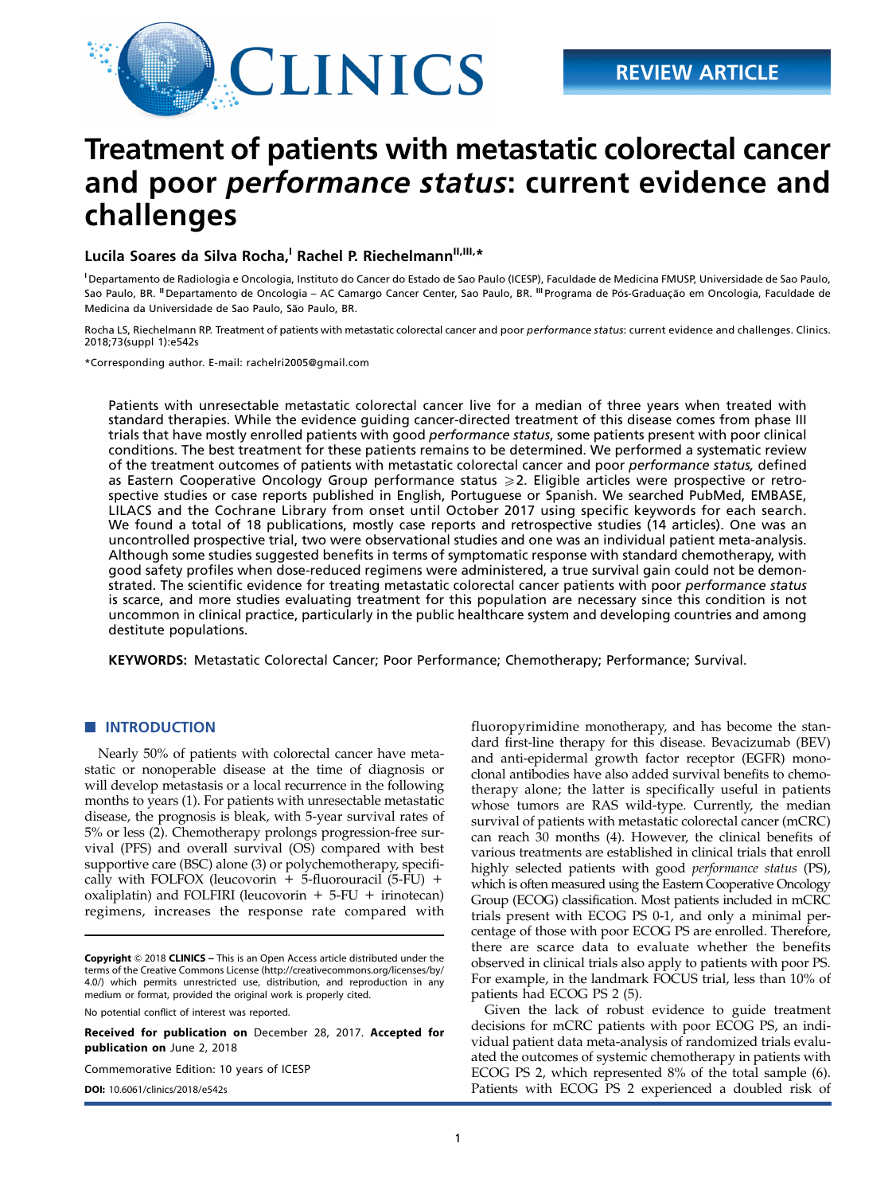REVIEW ARTICLE

# Treatment of patients with metastatic colorectal cancer and poor *performance status*: current evidence and challenges

**Lucila Soares da Silva Rocha,[I] Rachel P. Riechelmann[II,III,*]**

[I] Departamento de Radiologia e Oncologia, Instituto do Cancer do Estado de Sao Paulo (ICESP), Faculdade de Medicina FMUSP, Universidade de Sao Paulo, Sao Paulo, BR. [II] Departamento de Oncologia – AC Camargo Cancer Center, Sao Paulo, BR. [III] Programa de Pós-Graduação em Oncologia, Faculdade de Medicina da Universidade de Sao Paulo, São Paulo, BR.

Rocha LS, Riechelmann RP. Treatment of patients with metastatic colorectal cancer and poor *performance status*: current evidence and challenges. Clinics. 2018;73(suppl 1):e542s

*Corresponding author. E-mail: rachelri2005@gmail.com

Patients with unresectable metastatic colorectal cancer live for a median of three years when treated with standard therapies. While the evidence guiding cancer-directed treatment of this disease comes from phase III trials that have mostly enrolled patients with good *performance status*, some patients present with poor clinical conditions. The best treatment for these patients remains to be determined. We performed a systematic review of the treatment outcomes of patients with metastatic colorectal cancer and poor *performance status,* defined as Eastern Cooperative Oncology Group performance status $\geqslant$2. Eligible articles were prospective or retrospective studies or case reports published in English, Portuguese or Spanish. We searched PubMed, EMBASE, LILACS and the Cochrane Library from onset until October 2017 using specific keywords for each search. We found a total of 18 publications, mostly case reports and retrospective studies (14 articles). One was an uncontrolled prospective trial, two were observational studies and one was an individual patient meta-analysis. Although some studies suggested benefits in terms of symptomatic response with standard chemotherapy, with good safety profiles when dose-reduced regimens were administered, a true survival gain could not be demonstrated. The scientific evidence for treating metastatic colorectal cancer patients with poor *performance status* is scarce, and more studies evaluating treatment for this population are necessary since this condition is not uncommon in clinical practice, particularly in the public healthcare system and developing countries and among destitute populations.

**KEYWORDS:** Metastatic Colorectal Cancer; Poor Performance; Chemotherapy; Performance; Survival.

## INTRODUCTION

Nearly 50% of patients with colorectal cancer have metastatic or nonoperable disease at the time of diagnosis or will develop metastasis or a local recurrence in the following months to years (1). For patients with unresectable metastatic disease, the prognosis is bleak, with 5-year survival rates of 5% or less (2). Chemotherapy prolongs progression-free survival (PFS) and overall survival (OS) compared with best supportive care (BSC) alone (3) or polychemotherapy, specifically with FOLFOX (leucovorin + 5-fluorouracil (5-FU) + oxaliplatin) and FOLFIRI (leucovorin + 5-FU + irinotecan) regimens, increases the response rate compared with fluoropyrimidine monotherapy, and has become the standard first-line therapy for this disease. Bevacizumab (BEV) and anti-epidermal growth factor receptor (EGFR) monoclonal antibodies have also added survival benefits to chemotherapy alone; the latter is specifically useful in patients whose tumors are RAS wild-type. Currently, the median survival of patients with metastatic colorectal cancer (mCRC) can reach 30 months (4). However, the clinical benefits of various treatments are established in clinical trials that enroll highly selected patients with good *performance status* (PS), which is often measured using the Eastern Cooperative Oncology Group (ECOG) classification. Most patients included in mCRC trials present with ECOG PS 0-1, and only a minimal percentage of those with poor ECOG PS are enrolled. Therefore, there are scarce data to evaluate whether the benefits observed in clinical trials also apply to patients with poor PS. For example, in the landmark FOCUS trial, less than 10% of patients had ECOG PS 2 (5).

Given the lack of robust evidence to guide treatment decisions for mCRC patients with poor ECOG PS, an individual patient data meta-analysis of randomized trials evaluated the outcomes of systemic chemotherapy in patients with ECOG PS 2, which represented 8% of the total sample (6). Patients with ECOG PS 2 experienced a doubled risk of

**Copyright** © 2018 **CLINICS** – This is an Open Access article distributed under the terms of the Creative Commons License (http://creativecommons.org/licenses/by/4.0/) which permits unrestricted use, distribution, and reproduction in any medium or format, provided the original work is properly cited.

No potential conflict of interest was reported.

**Received for publication on** December 28, 2017. **Accepted for publication on** June 2, 2018

Commemorative Edition: 10 years of ICESP

**DOI:** 10.6061/clinics/2018/e542s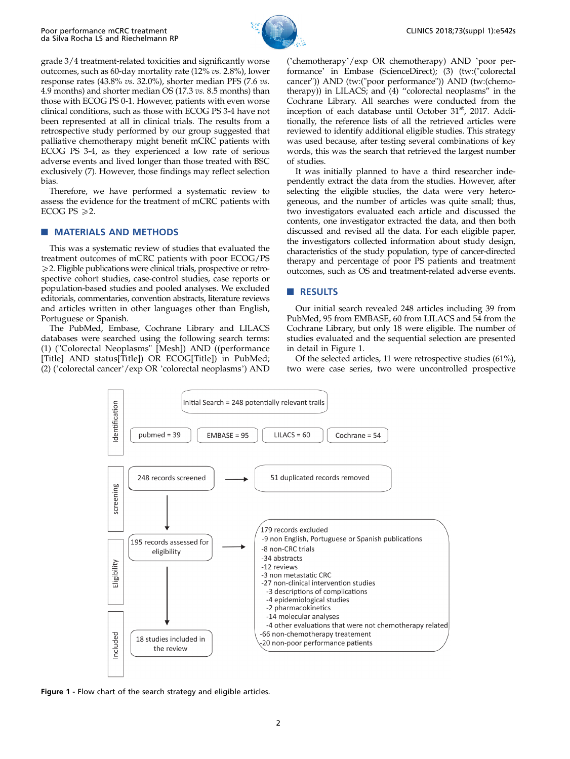grade 3/4 treatment-related toxicities and significantly worse outcomes, such as 60-day mortality rate (12% *vs.* 2.8%), lower response rates (43.8% *vs.* 32.0%), shorter median PFS (7.6 *vs.* 4.9 months) and shorter median OS (17.3 *vs.* 8.5 months) than those with ECOG PS 0-1. However, patients with even worse clinical conditions, such as those with ECOG PS 3-4 have not been represented at all in clinical trials. The results from a retrospective study performed by our group suggested that palliative chemotherapy might benefit mCRC patients with ECOG PS 3-4, as they experienced a low rate of serious adverse events and lived longer than those treated with BSC exclusively (7). However, those findings may reflect selection bias.

Therefore, we have performed a systematic review to assess the evidence for the treatment of mCRC patients with ECOG PS $\geqslant$2.

## MATERIALS AND METHODS

This was a systematic review of studies that evaluated the treatment outcomes of mCRC patients with poor ECOG/PS $\geqslant$2. Eligible publications were clinical trials, prospective or retrospective cohort studies, case-control studies, case reports or population-based studies and pooled analyses. We excluded editorials, commentaries, convention abstracts, literature reviews and articles written in other languages other than English, Portuguese or Spanish.

The PubMed, Embase, Cochrane Library and LILACS databases were searched using the following search terms: (1) ("Colorectal Neoplasms" [Mesh]) AND ((performance [Title] AND status[Title]) OR ECOG[Title]) in PubMed; (2) ('colorectal cancer'/exp OR 'colorectal neoplasms') AND ('chemotherapy'/exp OR chemotherapy) AND 'poor performance' in Embase (ScienceDirect); (3) (tw:("colorectal cancer")) AND (tw:("poor performance")) AND (tw:(chemotherapy)) in LILACS; and (4) "colorectal neoplasms" in the Cochrane Library. All searches were conducted from the inception of each database until October 31st, 2017. Additionally, the reference lists of all the retrieved articles were reviewed to identify additional eligible studies. This strategy was used because, after testing several combinations of key words, this was the search that retrieved the largest number of studies.

It was initially planned to have a third researcher independently extract the data from the studies. However, after selecting the eligible studies, the data were very heterogeneous, and the number of articles was quite small; thus, two investigators evaluated each article and discussed the contents, one investigator extracted the data, and then both discussed and revised all the data. For each eligible paper, the investigators collected information about study design, characteristics of the study population, type of cancer-directed therapy and percentage of poor PS patients and treatment outcomes, such as OS and treatment-related adverse events.

## RESULTS

Our initial search revealed 248 articles including 39 from PubMed, 95 from EMBASE, 60 from LILACS and 54 from the Cochrane Library, but only 18 were eligible. The number of studies evaluated and the sequential selection are presented in detail in Figure 1.

Of the selected articles, 11 were retrospective studies (61%), two were case series, two were uncontrolled prospective

Identification

initial Search = 248 potentially relevant trails

pubmed = 39 | EMBASE = 95 | LILACS = 60 | Cochrane = 54

Screening

248 records screened → 51 duplicated records removed

Eligibility

195 records assessed for eligibility → 179 records excluded
- -9 non English, Portuguese or Spanish publications
- -8 non-CRC trials
- -34 abstracts
- -12 reviews
- -3 non metastatic CRC
- -27 non-clinical intervention studies
  - -3 descriptions of complications
  - -4 epidemiological studies
  - -2 pharmacokinetics
  - -14 molecular analyses
  - -4 other evaluations that were not chemotherapy related
- -66 non-chemotherapy treatement
- -20 non-poor performance patients

Included

18 studies included in the review

**Figure 1 -** Flow chart of the search strategy and eligible articles.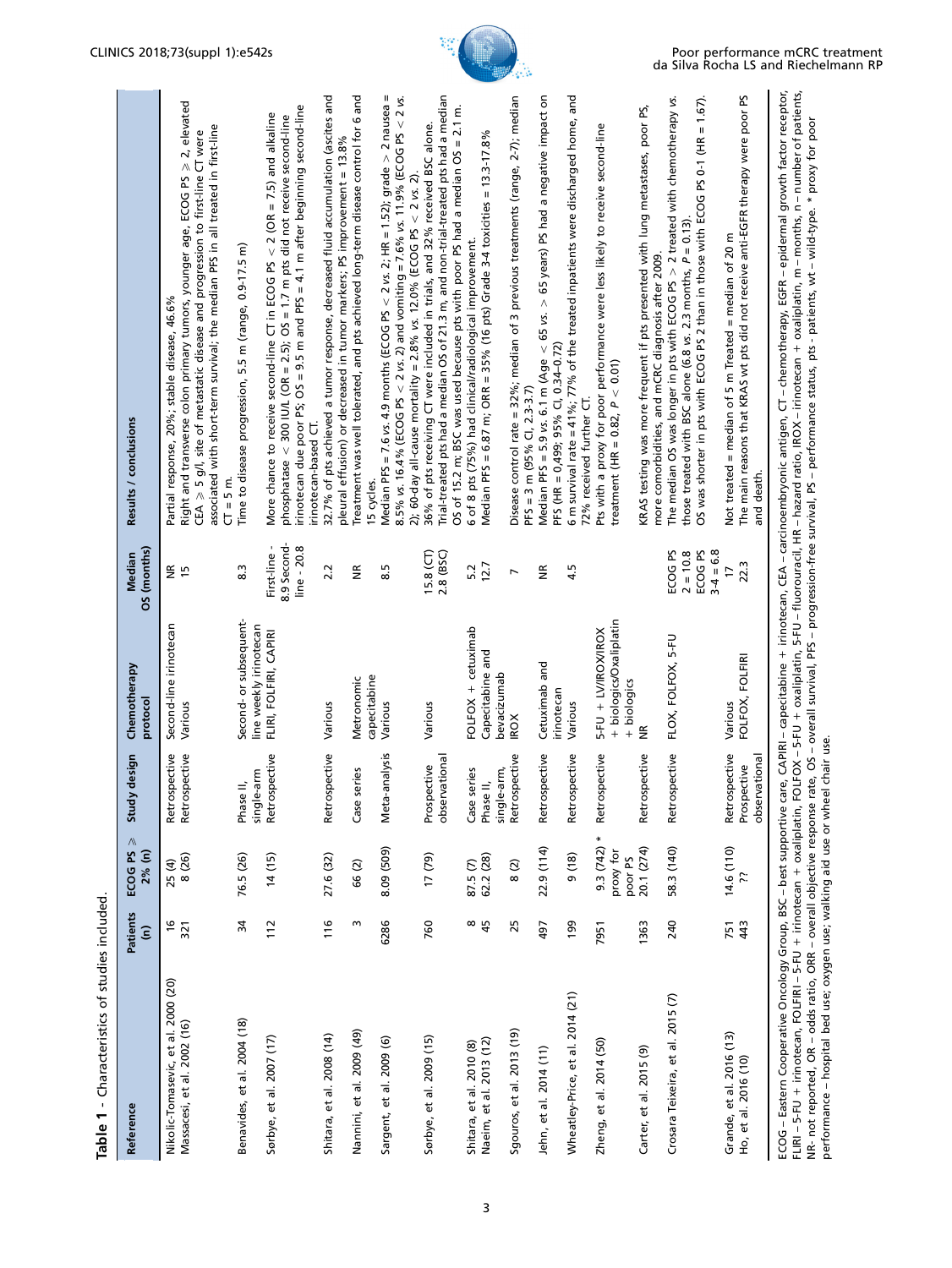**Table 1** - Characteristics of studies included.

| Reference | Patients (n) | ECOG PS ≥ 2% (n) | Study design | Chemotherapy protocol | Median OS (months) | Results / conclusions |
|---|---|---|---|---|---|---|
| Nikolic-Tomasevic, et al. 2000 (20) | 16 | 25 (4) | Retrospective | Second-line irinotecan | NR | Partial response, 20%; stable disease, 46.6% |
| Massacesi, et al. 2002 (16) | 321 | 8 (26) | Retrospective | Various | 15 | Right and transverse colon primary tumors, younger age, ECOG PS ≥ 2, elevated CEA ≥ 5 g/l, site of metastatic disease and progression to first-line CT were associated with short-term survival; the median PFS in all treated in first-line CT = 5 m. |
| Benavides, et al. 2004 (18) | 34 | 76.5 (26) | Phase II, single-arm | Second- or subsequent-line weekly irinotecan | 8.3 | Time to disease progression, 5.5 m (range, 0.9-17.5 m) |
| Sorbye, et al. 2007 (17) | 112 | 14 (15) | Retrospective | FLIRI, FOLFIRI, CAPIRI | First-line - 8.9 Second-line - 20.8 | More chance to receive second-line CT in ECOG PS < 2 (OR = 7.5) and alkaline phosphatase < 300 IU/L (OR = 2.5); OS = 1.7 m pts did not receive second-line irinotecan due poor PS; OS = 9.5 m and PFS = 4.1 m after beginning second-line irinotecan-based CT. |
| Shitara, et al. 2008 (14) | 116 | 27.6 (32) | Retrospective | Various | 2.2 | 32.7% of pts achieved a tumor response, decreased fluid accumulation (ascites and pleural effusion) or decreased in tumor markers; PS improvement = 13.8% |
| Nannini, et al. 2009 (49) | 3 | 66 (2) | Case series | Metronomic capecitabine | NR | Treatment was well tolerated, and pts achieved long-term disease control for 6 and 15 cycles. |
| Sargent, et al. 2009 (6) | 6286 | 8.09 (509) | Meta-analysis | Various | 8.5 | Median PFS = 7.6 vs. 4.9 months (ECOG PS < 2 vs. 2; HR = 1.52); grade > 2 nausea = 8.5% vs. 16.4% (ECOG PS < 2 vs. 2) and vomiting = 7.6% vs. 11.9% (ECOG PS < 2 vs. 2); 60-day all-cause mortality = 2.8% vs. 12.0% (ECOG PS < 2 vs. 2). |
| Sorbye, et al. 2009 (15) | 760 | 17 (79) | Prospective observational | Various | 15.8 (CT) 2.8 (BSC) | 36% of pts receiving CT were included in trials, and 32% received BSC alone. Trial-treated pts had a median OS of 21.3 m, and non-trial-treated pts had a median OS of 15.2 m; BSC was used because pts with poor PS had a median OS = 2.1 m. |
| Shitara, et al. 2010 (8) | 8 | 87.5 (7) | Case series | FOLFOX + cetuximab | 5.2 | 6 of 8 pts (75%) had clinical/radiological improvement. |
| Naeim, et al. 2013 (12) | 45 | 62.2 (28) | Phase II, single-arm, | Capecitabine and bevacizumab | 12.7 | Median PFS = 6.87 m; ORR = 35% (16 pts) Grade 3-4 toxicities = 13.3-17.8% |
| Sgouros, et al. 2013 (19) | 25 | 8 (2) | Retrospective | IROX | 7 | Disease control rate = 32%; median of 3 previous treatments (range, 2-7); median PFS = 3 m (95% CI, 2.3-3.7) |
| Jehn, et al. 2014 (11) | 497 | 22.9 (114) | Retrospective | Cetuximab and irinotecan | NR | Median PFS = 5.9 vs. 6.1 m (Age < 65 vs. > 65 years) PS had a negative impact on PFS (HR = 0,499; 95% CI, 0.34-0.72) |
| Wheatley-Price, et al. 2014 (21) | 199 | 9 (18) | Retrospective | Various | 4.5 | 6 m survival rate = 41%; 77% of the treated inpatients were discharged home, and 72% received further CT. |
| Zheng, et al. 2014 (50) | 7951 | 9.3 (742) * proxy for poor PS | Retrospective | 5-FU + LV/IROX/IROX + biologics/Oxaliplatin + biologics | | Pts with a proxy for poor performance were less likely to receive second-line treatment (HR = 0.82, $P < 0.01$) |
| Carter, et al. 2015 (9) | 1363 | 20.1 (274) | Retrospective | NR | | KRAS testing was more frequent if pts presented with lung metastases, poor PS, more comorbidities, and mCRC diagnosis after 2009. |
| Crosara Teixeira, et al. 2015 (7) | 240 | 58.3 (140) | Retrospective | FLOX, FOLFOX, 5-FU | ECOG PS 2 = 10.8 ECOG PS 3-4 = 6.8 | The median OS was longer in pts with ECOG PS > 2 treated with chemotherapy vs. those treated with BSC alone (6.8 vs. 2.3 months, $P = 0.13$). OS was shorter in pts with ECOG PS 2 than in those with ECOG PS 0-1 (HR = 1.67). |
| Grande, et al. 2016 (13) | 751 | 14.6 (110) | Retrospective | Various | 17 | Not treated = median of 5 m Treated = median of 20 m |
| Ho, et al. 2016 (10) | 443 | ?? | Prospective observational | FOLFOX, FOLFIRI | 22.3 | The main reasons that KRAS wt pts did not receive anti-EGFR therapy were poor PS and death. |

ECOG – Eastern Cooperative Oncology Group, BSC – best supportive care, CAPIRI – capecitabine + irinotecan, CEA – carcinoembryonic antigen, CT – chemotherapy, EGFR – epidermal growth factor receptor, FLIRI – 5-FU + irinotecan, FOLFIRI – 5-FU + irinotecan + oxaliplatin, FOLFOX – 5-FU + oxaliplatin, 5-FU – fluorouracil, HR – hazard ratio, IROX – irinotecan + oxaliplatin, m – months, n – number of patients, NR- not reported, OR – odds ratio, ORR – overall objective response rate, OS – overall survival, PFS – progression-free survival, PS – performance status, pts - patients, wt – wild-type. * proxy for poor performance – hospital bed use; oxygen use; walking aid use or wheel chair use.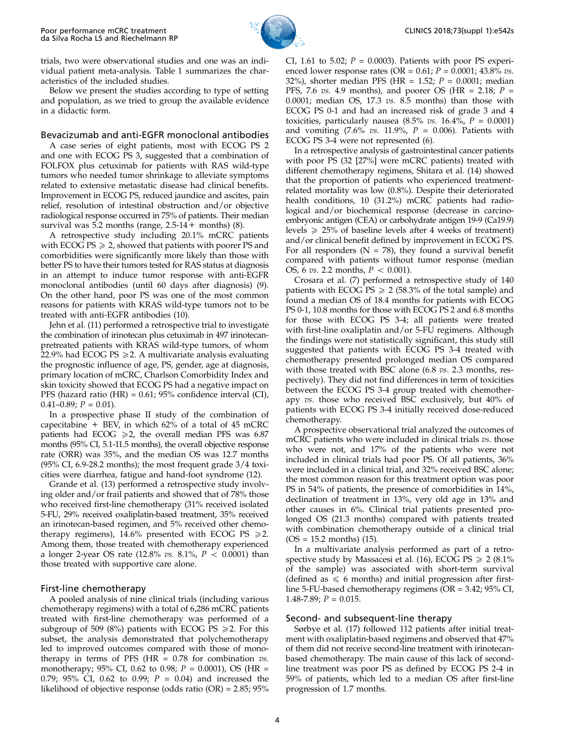trials, two were observational studies and one was an individual patient meta-analysis. Table 1 summarizes the characteristics of the included studies.

Below we present the studies according to type of setting and population, as we tried to group the available evidence in a didactic form.

## Bevacizumab and anti-EGFR monoclonal antibodies

A case series of eight patients, most with ECOG PS 2 and one with ECOG PS 3, suggested that a combination of FOLFOX plus cetuximab for patients with RAS wild-type tumors who needed tumor shrinkage to alleviate symptoms related to extensive metastatic disease had clinical benefits. Improvement in ECOG PS, reduced jaundice and ascites, pain relief, resolution of intestinal obstruction and/or objective radiological response occurred in 75% of patients. Their median survival was 5.2 months (range, 2.5-14+ months) (8).

A retrospective study including 20.1% mCRC patients with ECOG PS $\geqslant$ 2, showed that patients with poorer PS and comorbidities were significantly more likely than those with better PS to have their tumors tested for RAS status at diagnosis in an attempt to induce tumor response with anti-EGFR monoclonal antibodies (until 60 days after diagnosis) (9). On the other hand, poor PS was one of the most common reasons for patients with KRAS wild-type tumors not to be treated with anti-EGFR antibodies (10).

Jehn et al. (11) performed a retrospective trial to investigate the combination of irinotecan plus cetuximab in 497 irinotecan-pretreated patients with KRAS wild-type tumors, of whom 22.9% had ECOG PS $\geqslant$2. A multivariate analysis evaluating the prognostic influence of age, PS, gender, age at diagnosis, primary location of mCRC, Charlson Comorbidity Index and skin toxicity showed that ECOG PS had a negative impact on PFS (hazard ratio (HR) = 0.61; 95% confidence interval (CI), 0.41–0.89; $P$ = 0.01).

In a prospective phase II study of the combination of capecitabine + BEV, in which 62% of a total of 45 mCRC patients had ECOG $\geqslant$2, the overall median PFS was 6.87 months (95% CI, 5.1-11.5 months), the overall objective response rate (ORR) was 35%, and the median OS was 12.7 months (95% CI, 6.9-28.2 months); the most frequent grade 3/4 toxicities were diarrhea, fatigue and hand-foot syndrome (12).

Grande et al. (13) performed a retrospective study involving older and/or frail patients and showed that of 78% those who received first-line chemotherapy (31% received isolated 5-FU, 29% received oxaliplatin-based treatment, 35% received an irinotecan-based regimen, and 5% received other chemotherapy regimens), 14.6% presented with ECOG PS $\geqslant$2. Among them, those treated with chemotherapy experienced a longer 2-year OS rate (12.8% *vs.* 8.1%, $P$ < 0.0001) than those treated with supportive care alone.

## First-line chemotherapy

A pooled analysis of nine clinical trials (including various chemotherapy regimens) with a total of 6,286 mCRC patients treated with first-line chemotherapy was performed of a subgroup of 509 (8%) patients with ECOG PS $\geqslant$2. For this subset, the analysis demonstrated that polychemotherapy led to improved outcomes compared with those of monotherapy in terms of PFS (HR = 0.78 for combination *vs.* monotherapy; 95% CI, 0.62 to 0.98; $P$ = 0.0001), OS (HR = 0.79; 95% CI, 0.62 to 0.99; $P$ = 0.04) and increased the likelihood of objective response (odds ratio (OR) = 2.85; 95% CI, 1.61 to 5.02; $P$ = 0.0003). Patients with poor PS experienced lower response rates (OR = 0.61; $P$ = 0.0001; 43.8% *vs.* 32%), shorter median PFS (HR = 1.52; $P$ = 0.0001; median PFS, 7.6 *vs.* 4.9 months), and poorer OS (HR = 2.18; $P$ = 0.0001; median OS, 17.3 *vs.* 8.5 months) than those with ECOG PS 0-1 and had an increased risk of grade 3 and 4 toxicities, particularly nausea (8.5% *vs.* 16.4%, $P$ = 0.0001) and vomiting (7.6% *vs.* 11.9%, $P$ = 0.006). Patients with ECOG PS 3-4 were not represented (6).

In a retrospective analysis of gastrointestinal cancer patients with poor PS (32 [27%] were mCRC patients) treated with different chemotherapy regimens, Shitara et al. (14) showed that the proportion of patients who experienced treatment-related mortality was low (0.8%). Despite their deteriorated health conditions, 10 (31.2%) mCRC patients had radiological and/or biochemical response (decrease in carcinoembryonic antigen (CEA) or carbohydrate antigen 19-9 (Ca19.9) levels $\geqslant$ 25% of baseline levels after 4 weeks of treatment) and/or clinical benefit defined by improvement in ECOG PS. For all responders (N = 78), they found a survival benefit compared with patients without tumor response (median OS, 6 *vs.* 2.2 months, $P$ < 0.001).

Crosara et al. (7) performed a retrospective study of 140 patients with ECOG PS $\geqslant$ 2 (58.3% of the total sample) and found a median OS of 18.4 months for patients with ECOG PS 0-1, 10.8 months for those with ECOG PS 2 and 6.8 months for those with ECOG PS 3-4; all patients were treated with first-line oxaliplatin and/or 5-FU regimens. Although the findings were not statistically significant, this study still suggested that patients with ECOG PS 3-4 treated with chemotherapy presented prolonged median OS compared with those treated with BSC alone (6.8 *vs.* 2.3 months, respectively). They did not find differences in term of toxicities between the ECOG PS 3-4 group treated with chemotherapy *vs.* those who received BSC exclusively, but 40% of patients with ECOG PS 3-4 initially received dose-reduced chemotherapy.

A prospective observational trial analyzed the outcomes of mCRC patients who were included in clinical trials *vs.* those who were not, and 17% of the patients who were not included in clinical trials had poor PS. Of all patients, 36% were included in a clinical trial, and 32% received BSC alone; the most common reason for this treatment option was poor PS in 54% of patients, the presence of comorbidities in 14%, declination of treatment in 13%, very old age in 13% and other causes in 6%. Clinical trial patients presented prolonged OS (21.3 months) compared with patients treated with combination chemotherapy outside of a clinical trial (OS = 15.2 months) (15).

In a multivariate analysis performed as part of a retrospective study by Massacesi et al. (16), ECOG PS $\geqslant$ 2 (8.1% of the sample) was associated with short-term survival (defined as $\leqslant$ 6 months) and initial progression after first-line 5-FU-based chemotherapy regimens (OR = 3.42; 95% CI, 1.48-7.89; $P$ = 0.015.

## Second- and subsequent-line therapy

Sørbye et al. (17) followed 112 patients after initial treatment with oxaliplatin-based regimens and observed that 47% of them did not receive second-line treatment with irinotecan-based chemotherapy. The main cause of this lack of second-line treatment was poor PS as defined by ECOG PS 2-4 in 59% of patients, which led to a median OS after first-line progression of 1.7 months.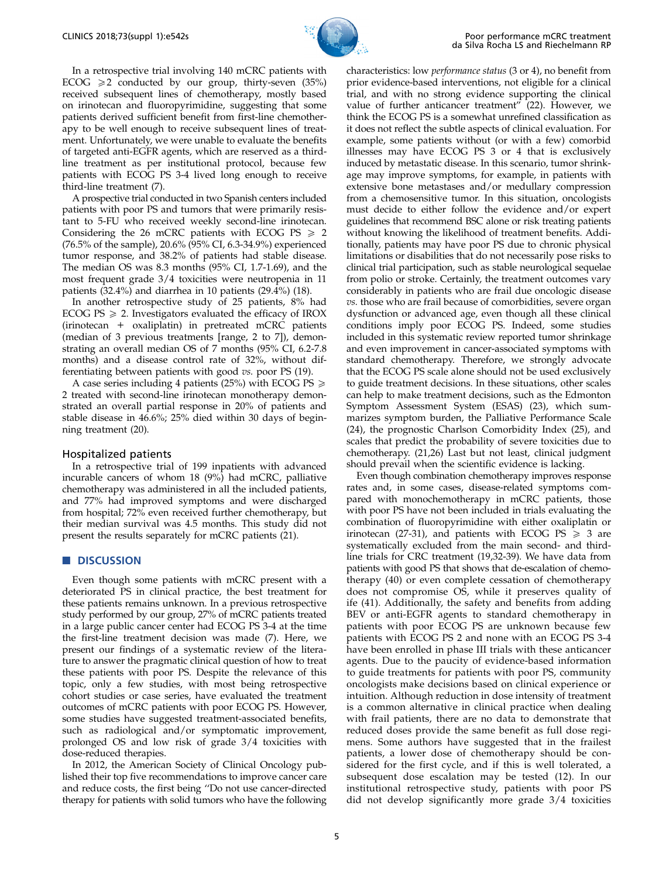In a retrospective trial involving 140 mCRC patients with ECOG ⩾2 conducted by our group, thirty-seven (35%) received subsequent lines of chemotherapy, mostly based on irinotecan and fluoropyrimidine, suggesting that some patients derived sufficient benefit from first-line chemotherapy to be well enough to receive subsequent lines of treatment. Unfortunately, we were unable to evaluate the benefits of targeted anti-EGFR agents, which are reserved as a third-line treatment as per institutional protocol, because few patients with ECOG PS 3-4 lived long enough to receive third-line treatment (7).

A prospective trial conducted in two Spanish centers included patients with poor PS and tumors that were primarily resistant to 5-FU who received weekly second-line irinotecan. Considering the 26 mCRC patients with ECOG PS ⩾ 2 (76.5% of the sample), 20.6% (95% CI, 6.3-34.9%) experienced tumor response, and 38.2% of patients had stable disease. The median OS was 8.3 months (95% CI, 1.7-1.69), and the most frequent grade 3/4 toxicities were neutropenia in 11 patients (32.4%) and diarrhea in 10 patients (29.4%) (18).

In another retrospective study of 25 patients, 8% had ECOG PS ⩾ 2. Investigators evaluated the efficacy of IROX (irinotecan + oxaliplatin) in pretreated mCRC patients (median of 3 previous treatments [range, 2 to 7]), demonstrating an overall median OS of 7 months (95% CI, 6.2-7.8 months) and a disease control rate of 32%, without differentiating between patients with good *vs.* poor PS (19).

A case series including 4 patients (25%) with ECOG PS ⩾ 2 treated with second-line irinotecan monotherapy demonstrated an overall partial response in 20% of patients and stable disease in 46.6%; 25% died within 30 days of beginning treatment (20).

### Hospitalized patients

In a retrospective trial of 199 inpatients with advanced incurable cancers of whom 18 (9%) had mCRC, palliative chemotherapy was administered in all the included patients, and 77% had improved symptoms and were discharged from hospital; 72% even received further chemotherapy, but their median survival was 4.5 months. This study did not present the results separately for mCRC patients (21).

## DISCUSSION

Even though some patients with mCRC present with a deteriorated PS in clinical practice, the best treatment for these patients remains unknown. In a previous retrospective study performed by our group, 27% of mCRC patients treated in a large public cancer center had ECOG PS 3-4 at the time the first-line treatment decision was made (7). Here, we present our findings of a systematic review of the literature to answer the pragmatic clinical question of how to treat these patients with poor PS. Despite the relevance of this topic, only a few studies, with most being retrospective cohort studies or case series, have evaluated the treatment outcomes of mCRC patients with poor ECOG PS. However, some studies have suggested treatment-associated benefits, such as radiological and/or symptomatic improvement, prolonged OS and low risk of grade 3/4 toxicities with dose-reduced therapies.

In 2012, the American Society of Clinical Oncology published their top five recommendations to improve cancer care and reduce costs, the first being "Do not use cancer-directed therapy for patients with solid tumors who have the following characteristics: low *performance status* (3 or 4), no benefit from prior evidence-based interventions, not eligible for a clinical trial, and with no strong evidence supporting the clinical value of further anticancer treatment" (22). However, we think the ECOG PS is a somewhat unrefined classification as it does not reflect the subtle aspects of clinical evaluation. For example, some patients without (or with a few) comorbid illnesses may have ECOG PS 3 or 4 that is exclusively induced by metastatic disease. In this scenario, tumor shrinkage may improve symptoms, for example, in patients with extensive bone metastases and/or medullary compression from a chemosensitive tumor. In this situation, oncologists must decide to either follow the evidence and/or expert guidelines that recommend BSC alone or risk treating patients without knowing the likelihood of treatment benefits. Additionally, patients may have poor PS due to chronic physical limitations or disabilities that do not necessarily pose risks to clinical trial participation, such as stable neurological sequelae from polio or stroke. Certainly, the treatment outcomes vary considerably in patients who are frail due oncologic disease *vs.* those who are frail because of comorbidities, severe organ dysfunction or advanced age, even though all these clinical conditions imply poor ECOG PS. Indeed, some studies included in this systematic review reported tumor shrinkage and even improvement in cancer-associated symptoms with standard chemotherapy. Therefore, we strongly advocate that the ECOG PS scale alone should not be used exclusively to guide treatment decisions. In these situations, other scales can help to make treatment decisions, such as the Edmonton Symptom Assessment System (ESAS) (23), which summarizes symptom burden, the Palliative Performance Scale (24), the prognostic Charlson Comorbidity Index (25), and scales that predict the probability of severe toxicities due to chemotherapy. (21,26) Last but not least, clinical judgment should prevail when the scientific evidence is lacking.

Even though combination chemotherapy improves response rates and, in some cases, disease-related symptoms compared with monochemotherapy in mCRC patients, those with poor PS have not been included in trials evaluating the combination of fluoropyrimidine with either oxaliplatin or irinotecan (27-31), and patients with ECOG PS ⩾ 3 are systematically excluded from the main second- and third-line trials for CRC treatment (19,32-39). We have data from patients with good PS that shows that de-escalation of chemotherapy (40) or even complete cessation of chemotherapy does not compromise OS, while it preserves quality of ife (41). Additionally, the safety and benefits from adding BEV or anti-EGFR agents to standard chemotherapy in patients with poor ECOG PS are unknown because few patients with ECOG PS 2 and none with an ECOG PS 3-4 have been enrolled in phase III trials with these anticancer agents. Due to the paucity of evidence-based information to guide treatments for patients with poor PS, community oncologists make decisions based on clinical experience or intuition. Although reduction in dose intensity of treatment is a common alternative in clinical practice when dealing with frail patients, there are no data to demonstrate that reduced doses provide the same benefit as full dose regimens. Some authors have suggested that in the frailest patients, a lower dose of chemotherapy should be considered for the first cycle, and if this is well tolerated, a subsequent dose escalation may be tested (12). In our institutional retrospective study, patients with poor PS did not develop significantly more grade 3/4 toxicities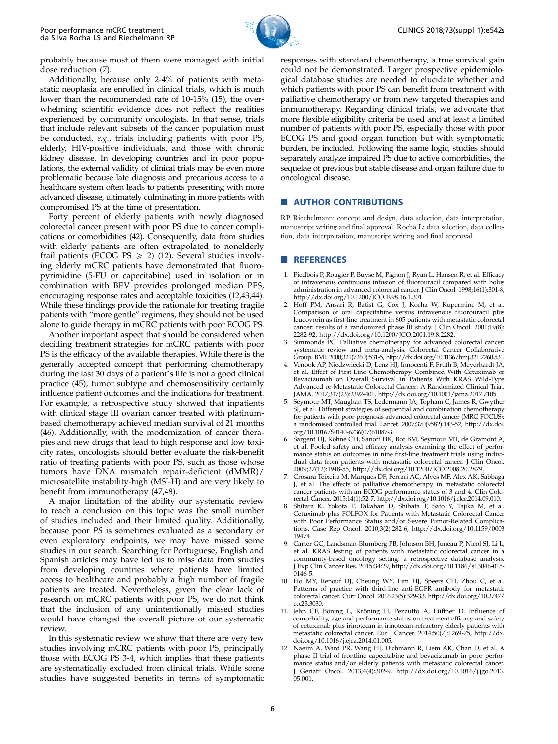probably because most of them were managed with initial dose reduction (7).

Additionally, because only 2-4% of patients with metastatic neoplasia are enrolled in clinical trials, which is much lower than the recommended rate of 10-15% (15), the overwhelming scientific evidence does not reflect the realities experienced by community oncologists. In that sense, trials that include relevant subsets of the cancer population must be conducted, *e.g.*, trials including patients with poor PS, elderly, HIV-positive individuals, and those with chronic kidney disease. In developing countries and in poor populations, the external validity of clinical trials may be even more problematic because late diagnosis and precarious access to a healthcare system often leads to patients presenting with more advanced disease, ultimately culminating in more patients with compromised PS at the time of presentation.

Forty percent of elderly patients with newly diagnosed colorectal cancer present with poor PS due to cancer complications or comorbidities (42). Consequently, data from studies with elderly patients are often extrapolated to nonelderly frail patients (ECOG PS $\geqslant$ 2) (12). Several studies involving elderly mCRC patients have demonstrated that fluoropyrimidine (5-FU or capecitabine) used in isolation or in combination with BEV provides prolonged median PFS, encouraging response rates and acceptable toxicities (12,43,44). While these findings provide the rationale for treating fragile patients with "more gentle" regimens, they should not be used alone to guide therapy in mCRC patients with poor ECOG PS.

Another important aspect that should be considered when deciding treatment strategies for mCRC patients with poor PS is the efficacy of the available therapies. While there is the generally accepted concept that performing chemotherapy during the last 30 days of a patient's life is not a good clinical practice (45), tumor subtype and chemosensitivity certainly influence patient outcomes and the indications for treatment. For example, a retrospective study showed that inpatients with clinical stage III ovarian cancer treated with platinum-based chemotherapy achieved median survival of 21 months (46). Additionally, with the modernization of cancer therapies and new drugs that lead to high response and low toxicity rates, oncologists should better evaluate the risk-benefit ratio of treating patients with poor PS, such as those whose tumors have DNA mismatch repair-deficient (dMMR)/ microsatellite instability-high (MSI-H) and are very likely to benefit from immunotherapy (47,48).

A major limitation of the ability our systematic review to reach a conclusion on this topic was the small number of studies included and their limited quality. Additionally, because poor *PS* is sometimes evaluated as a secondary or even exploratory endpoints, we may have missed some studies in our search. Searching for Portuguese, English and Spanish articles may have led us to miss data from studies from developing countries where patients have limited access to healthcare and probably a high number of fragile patients are treated. Nevertheless, given the clear lack of research on mCRC patients with poor PS, we do not think that the inclusion of any unintentionally missed studies would have changed the overall picture of our systematic review.

In this systematic review we show that there are very few studies involving mCRC patients with poor PS, principally those with ECOG PS 3-4, which implies that these patients are systematically excluded from clinical trials. While some studies have suggested benefits in terms of symptomatic responses with standard chemotherapy, a true survival gain could not be demonstrated. Larger prospective epidemiological database studies are needed to elucidate whether and which patients with poor PS can benefit from treatment with palliative chemotherapy or from new targeted therapies and immunotherapy. Regarding clinical trials, we advocate that more flexible eligibility criteria be used and at least a limited number of patients with poor PS, especially those with poor ECOG PS and good organ function but with symptomatic burden, be included. Following the same logic, studies should separately analyze impaired PS due to active comorbidities, the sequelae of previous but stable disease and organ failure due to oncological disease.

## AUTHOR CONTRIBUTIONS

RP Riechelmann: concept and design, data selection, data interpretation, manuscript writing and final approval. Rocha L: data selection, data collection, data interpretation, manuscript writing and final approval.

## REFERENCES

1. Piedbois P, Rougier P, Buyse M, Pignon J, Ryan L, Hansen R, et al. Efficacy of intravenous continuous infusion of fluorouracil compared with bolus administration in advanced colorectal cancer. J Clin Oncol. 1998;16(1):301-8, http://dx.doi.org/10.1200/JCO.1998.16.1.301.
2. Hoff PM, Ansari R, Batist G, Cox J, Kocha W, Kuperminc M, et al. Comparison of oral capecitabine versus intravenous fluorouracil plus leucovorin as first-line treatment in 605 patients with metastatic colorectal cancer: results of a randomized phase III study. J Clin Oncol. 2001;19(8):2282-92, http://dx.doi.org/10.1200/JCO.2001.19.8.2282.
3. Simmonds PC. Palliative chemotherapy for advanced colorectal cancer: systematic review and meta-analysis. Colorectal Cancer Collaborative Group. BMJ. 2000;321(7260):531-5, http://dx.doi.org/10.1136/bmj.321.7260.531.
4. Venook AP, Niedzwiecki D, Lenz HJ, Innocenti F, Fruth B, Meyerhardt JA, et al. Effect of First-Line Chemotherapy Combined With Cetuximab or Bevacizumab on Overall Survival in Patients With KRAS Wild-Type Advanced or Metastatic Colorectal Cancer: A Randomized Clinical Trial. JAMA. 2017;317(23):2392-401, http://dx.doi.org/10.1001/jama.2017.7105.
5. Seymour MT, Maughan TS, Ledermann JA, Topham C, James R, Gwyther SJ, et al. Different strategies of sequential and combination chemotherapy for patients with poor prognosis advanced colorectal cancer (MRC FOCUS): a randomised controlled trial. Lancet. 2007;370(9582):143-52, http://dx.doi.org/10.1016/S0140-6736(07)61087-3.
6. Sargent DJ, Köhne CH, Sanoff HK, Bot BM, Seymour MT, de Gramont A, et al. Pooled safety and efficacy analysis examining the effect of performance status on outcomes in nine first-line treatment trials using individual data from patients with metastatic colorectal cancer. J Clin Oncol. 2009;27(12):1948-55, http://dx.doi.org/10.1200/JCO.2008.20.2879.
7. Crosara Teixeira M, Marques DF, Ferrari AC, Alves MF, Alex AK, Sabbaga J, et al. The effects of palliative chemotherapy in metastatic colorectal cancer patients with an ECOG performance status of 3 and 4. Clin Colorectal Cancer. 2015;14(1):52-7, http://dx.doi.org/10.1016/j.clcc.2014.09.010.
8. Shitara K, Yokota T, Takahari D, Shibata T, Sato Y, Tajika M, et al. Cetuximab plus FOLFOX for Patients with Metastatic Colorectal Cancer with Poor Performance Status and/or Severe Tumor-Related Complications. Case Rep Oncol. 2010;3(2):282-6, http://dx.doi.org/10.1159/000319474.
9. Carter GC, Landsman-Blumberg PB, Johnson BH, Juneau P, Nicol SJ, Li L, et al. KRAS testing of patients with metastatic colorectal cancer in a community-based oncology setting: a retrospective database analysis. J Exp Clin Cancer Res. 2015;34:29, http://dx.doi.org/10.1186/s13046-015-0146-5.
10. Ho MY, Renouf DJ, Cheung WY, Lim HJ, Speers CH, Zhou C, et al. Patterns of practice with third-line anti-EGFR antibody for metastatic colorectal cancer. Curr Oncol. 2016;23(5):329-33, http://dx.doi.org/10.3747/co.23.3030.
11. Jehn CF, Böning L, Kröning H, Pezzutto A, Lüftner D. Influence of comorbidity, age and performance status on treatment efficacy and safety of cetuximab plus irinotecan in irinotecan-refractory elderly patients with metastatic colorectal cancer. Eur J Cancer. 2014;50(7):1269-75, http://dx.doi.org/10.1016/j.ejca.2014.01.005.
12. Naeim A, Ward PR, Wang HJ, Dichmann R, Liem AK, Chan D, et al. A phase II trial of frontline capecitabine and bevacizumab in poor performance status and/or elderly patients with metastatic colorectal cancer. J Geriatr Oncol. 2013;4(4):302-9, http://dx.doi.org/10.1016/j.jgo.2013.05.001.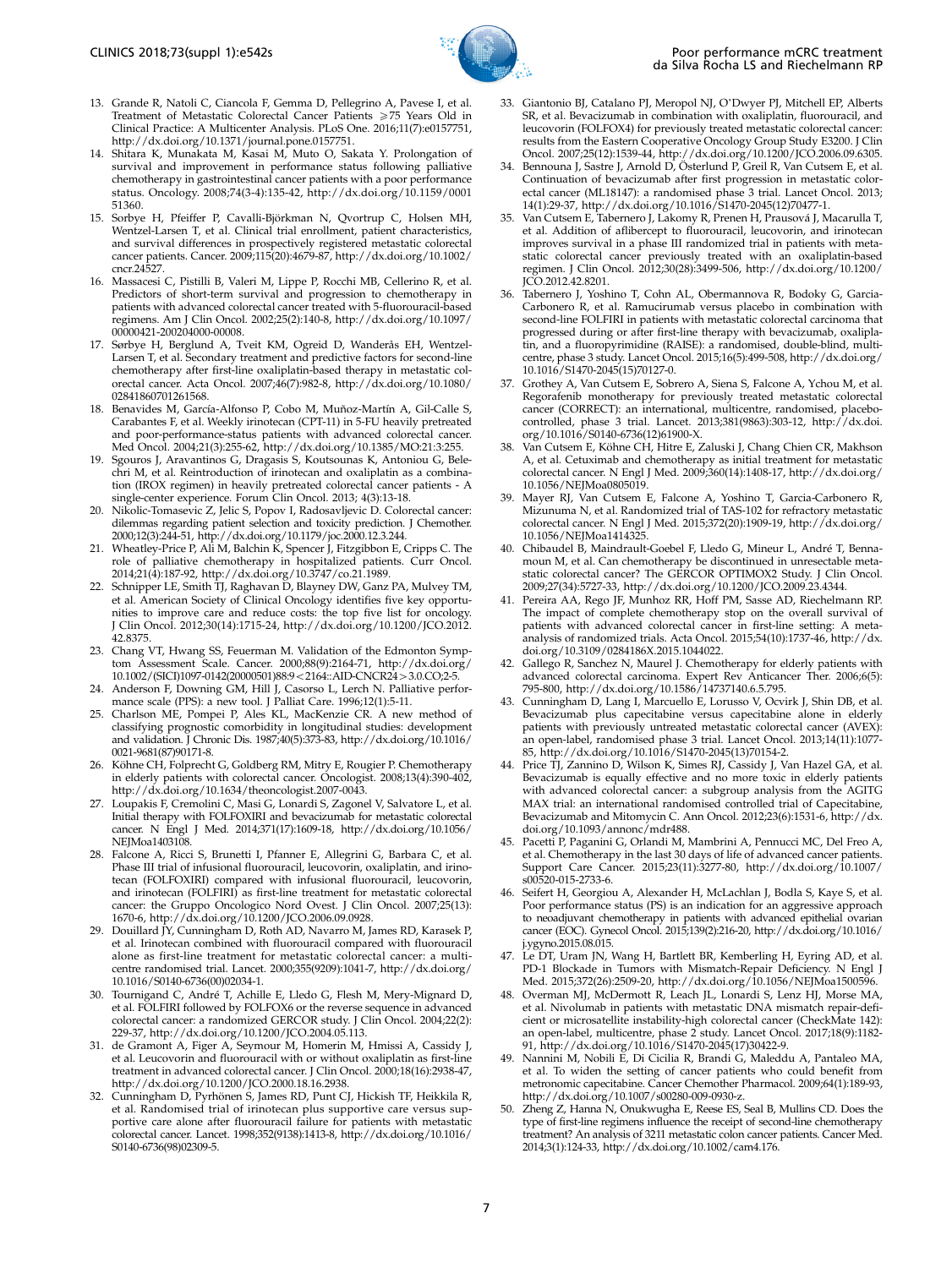13. Grande R, Natoli C, Ciancola F, Gemma D, Pellegrino A, Pavese I, et al. Treatment of Metastatic Colorectal Cancer Patients ⩾75 Years Old in Clinical Practice: A Multicenter Analysis. PLoS One. 2016;11(7):e0157751, http://dx.doi.org/10.1371/journal.pone.0157751.
14. Shitara K, Munakata M, Kasai M, Muto O, Sakata Y. Prolongation of survival and improvement in performance status following palliative chemotherapy in gastrointestinal cancer patients with a poor performance status. Oncology. 2008;74(3-4):135-42, http://dx.doi.org/10.1159/000151360.
15. Sorbye H, Pfeiffer P, Cavalli-Björkman N, Qvortrup C, Holsen MH, Wentzel-Larsen T, et al. Clinical trial enrollment, patient characteristics, and survival differences in prospectively registered metastatic colorectal cancer patients. Cancer. 2009;115(20):4679-87, http://dx.doi.org/10.1002/cncr.24527.
16. Massacesi C, Pistilli B, Valeri M, Lippe P, Rocchi MB, Cellerino R, et al. Predictors of short-term survival and progression to chemotherapy in patients with advanced colorectal cancer treated with 5-fluorouracil-based regimens. Am J Clin Oncol. 2002;25(2):140-8, http://dx.doi.org/10.1097/00000421-200204000-00008.
17. Sørbye H, Berglund A, Tveit KM, Ogreid D, Wanderås EH, Wentzel-Larsen T, et al. Secondary treatment and predictive factors for second-line chemotherapy after first-line oxaliplatin-based therapy in metastatic colorectal cancer. Acta Oncol. 2007;46(7):982-8, http://dx.doi.org/10.1080/02841860701261568.
18. Benavides M, García-Alfonso P, Cobo M, Muñoz-Martín A, Gil-Calle S, Carabantes F, et al. Weekly irinotecan (CPT-11) in 5-FU heavily pretreated and poor-performance-status patients with advanced colorectal cancer. Med Oncol. 2004;21(3):255-62, http://dx.doi.org/10.1385/MO:21:3:255.
19. Sgouros J, Aravantinos G, Dragasis S, Koutsounas K, Antoniou G, Belechri M, et al. Reintroduction of irinotecan and oxaliplatin as a combination (IROX regimen) in heavily pretreated colorectal cancer patients - A single-center experience. Forum Clin Oncol. 2013; 4(3):13-18.
20. Nikolic-Tomasevic Z, Jelic S, Popov I, Radosavljevic D. Colorectal cancer: dilemmas regarding patient selection and toxicity prediction. J Chemother. 2000;12(3):244-51, http://dx.doi.org/10.1179/joc.2000.12.3.244.
21. Wheatley-Price P, Ali M, Balchin K, Spencer J, Fitzgibbon E, Cripps C. The role of palliative chemotherapy in hospitalized patients. Curr Oncol. 2014;21(4):187-92, http://dx.doi.org/10.3747/co.21.1989.
22. Schnipper LE, Smith TJ, Raghavan D, Blayney DW, Ganz PA, Mulvey TM, et al. American Society of Clinical Oncology identifies five key opportunities to improve care and reduce costs: the top five list for oncology. J Clin Oncol. 2012;30(14):1715-24, http://dx.doi.org/10.1200/JCO.2012.42.8375.
23. Chang VT, Hwang SS, Feuerman M. Validation of the Edmonton Symptom Assessment Scale. Cancer. 2000;88(9):2164-71, http://dx.doi.org/10.1002/(SICI)1097-0142(20000501)88:9<2164::AID-CNCR24>3.0.CO;2-5.
24. Anderson F, Downing GM, Hill J, Casorso L, Lerch N. Palliative performance scale (PPS): a new tool. J Palliat Care. 1996;12(1):5-11.
25. Charlson ME, Pompei P, Ales KL, MacKenzie CR. A new method of classifying prognostic comorbidity in longitudinal studies: development and validation. J Chronic Dis. 1987;40(5):373-83, http://dx.doi.org/10.1016/0021-9681(87)90171-8.
26. Köhne CH, Folprecht G, Goldberg RM, Mitry E, Rougier P. Chemotherapy in elderly patients with colorectal cancer. Oncologist. 2008;13(4):390-402, http://dx.doi.org/10.1634/theoncologist.2007-0043.
27. Loupakis F, Cremolini C, Masi G, Lonardi S, Zagonel V, Salvatore L, et al. Initial therapy with FOLFOXIRI and bevacizumab for metastatic colorectal cancer. N Engl J Med. 2014;371(17):1609-18, http://dx.doi.org/10.1056/NEJMoa1403108.
28. Falcone A, Ricci S, Brunetti I, Pfanner E, Allegrini G, Barbara C, et al. Phase III trial of infusional fluorouracil, leucovorin, oxaliplatin, and irinotecan (FOLFOXIRI) compared with infusional fluorouracil, leucovorin, and irinotecan (FOLFIRI) as first-line treatment for metastatic colorectal cancer: the Gruppo Oncologico Nord Ovest. J Clin Oncol. 2007;25(13):1670-6, http://dx.doi.org/10.1200/JCO.2006.09.0928.
29. Douillard JY, Cunningham D, Roth AD, Navarro M, James RD, Karasek P, et al. Irinotecan combined with fluorouracil compared with fluorouracil alone as first-line treatment for metastatic colorectal cancer: a multicentre randomised trial. Lancet. 2000;355(9209):1041-7, http://dx.doi.org/10.1016/S0140-6736(00)02034-1.
30. Tournigand C, André T, Achille E, Lledo G, Flesh M, Mery-Mignard D, et al. FOLFIRI followed by FOLFOX6 or the reverse sequence in advanced colorectal cancer: a randomized GERCOR study. J Clin Oncol. 2004;22(2):229-37, http://dx.doi.org/10.1200/JCO.2004.05.113.
31. de Gramont A, Figer A, Seymour M, Homerin M, Hmissi A, Cassidy J, et al. Leucovorin and fluorouracil with or without oxaliplatin as first-line treatment in advanced colorectal cancer. J Clin Oncol. 2000;18(16):2938-47, http://dx.doi.org/10.1200/JCO.2000.18.16.2938.
32. Cunningham D, Pyrhönen S, James RD, Punt CJ, Hickish TF, Heikkila R, et al. Randomised trial of irinotecan plus supportive care versus supportive care alone after fluorouracil failure for patients with metastatic colorectal cancer. Lancet. 1998;352(9138):1413-8, http://dx.doi.org/10.1016/S0140-6736(98)02309-5.
33. Giantonio BJ, Catalano PJ, Meropol NJ, O'Dwyer PJ, Mitchell EP, Alberts SR, et al. Bevacizumab in combination with oxaliplatin, fluorouracil, and leucovorin (FOLFOX4) for previously treated metastatic colorectal cancer: results from the Eastern Cooperative Oncology Group Study E3200. J Clin Oncol. 2007;25(12):1539-44, http://dx.doi.org/10.1200/JCO.2006.09.6305.
34. Bennouna J, Sastre J, Arnold D, Österlund P, Greil R, Van Cutsem E, et al. Continuation of bevacizumab after first progression in metastatic colorectal cancer (ML18147): a randomised phase 3 trial. Lancet Oncol. 2013; 14(1):29-37, http://dx.doi.org/10.1016/S1470-2045(12)70477-1.
35. Van Cutsem E, Tabernero J, Lakomy R, Prenen H, Prausová J, Macarulla T, et al. Addition of aflibercept to fluorouracil, leucovorin, and irinotecan improves survival in a phase III randomized trial in patients with metastatic colorectal cancer previously treated with an oxaliplatin-based regimen. J Clin Oncol. 2012;30(28):3499-506, http://dx.doi.org/10.1200/JCO.2012.42.8201.
36. Tabernero J, Yoshino T, Cohn AL, Obermannova R, Bodoky G, Garcia-Carbonero R, et al. Ramucirumab versus placebo in combination with second-line FOLFIRI in patients with metastatic colorectal carcinoma that progressed during or after first-line therapy with bevacizumab, oxaliplatin, and a fluoropyrimidine (RAISE): a randomised, double-blind, multicentre, phase 3 study. Lancet Oncol. 2015;16(5):499-508, http://dx.doi.org/10.1016/S1470-2045(15)70127-0.
37. Grothey A, Van Cutsem E, Sobrero A, Siena S, Falcone A, Ychou M, et al. Regorafenib monotherapy for previously treated metastatic colorectal cancer (CORRECT): an international, multicentre, randomised, placebo-controlled, phase 3 trial. Lancet. 2013;381(9863):303-12, http://dx.doi.org/10.1016/S0140-6736(12)61900-X.
38. Van Cutsem E, Köhne CH, Hitre E, Zaluski J, Chang Chien CR, Makhson A, et al. Cetuximab and chemotherapy as initial treatment for metastatic colorectal cancer. N Engl J Med. 2009;360(14):1408-17, http://dx.doi.org/10.1056/NEJMoa0805019.
39. Mayer RJ, Van Cutsem E, Falcone A, Yoshino T, Garcia-Carbonero R, Mizunuma N, et al. Randomized trial of TAS-102 for refractory metastatic colorectal cancer. N Engl J Med. 2015;372(20):1909-19, http://dx.doi.org/10.1056/NEJMoa1414325.
40. Chibaudel B, Maindrault-Goebel F, Lledo G, Mineur L, André T, Bennamoun M, et al. Can chemotherapy be discontinued in unresectable metastatic colorectal cancer? The GERCOR OPTIMOX2 Study. J Clin Oncol. 2009;27(34):5727-33, http://dx.doi.org/10.1200/JCO.2009.23.4344.
41. Pereira AA, Rego JF, Munhoz RR, Hoff PM, Sasse AD, Riechelmann RP. The impact of complete chemotherapy stop on the overall survival of patients with advanced colorectal cancer in first-line setting: A meta-analysis of randomized trials. Acta Oncol. 2015;54(10):1737-46, http://dx.doi.org/10.3109/0284186X.2015.1044022.
42. Gallego R, Sanchez N, Maurel J. Chemotherapy for elderly patients with advanced colorectal carcinoma. Expert Rev Anticancer Ther. 2006;6(5):795-800, http://dx.doi.org/10.1586/14737140.6.5.795.
43. Cunningham D, Lang I, Marcuello E, Lorusso V, Ocvirk J, Shin DB, et al. Bevacizumab plus capecitabine versus capecitabine alone in elderly patients with previously untreated metastatic colorectal cancer (AVEX): an open-label, randomised phase 3 trial. Lancet Oncol. 2013;14(11):1077-85, http://dx.doi.org/10.1016/S1470-2045(13)70154-2.
44. Price TJ, Zannino D, Wilson K, Simes RJ, Cassidy J, Van Hazel GA, et al. Bevacizumab is equally effective and no more toxic in elderly patients with advanced colorectal cancer: a subgroup analysis from the AGITG MAX trial: an international randomised controlled trial of Capecitabine, Bevacizumab and Mitomycin C. Ann Oncol. 2012;23(6):1531-6, http://dx.doi.org/10.1093/annonc/mdr488.
45. Pacetti P, Paganini G, Orlandi M, Mambrini A, Pennucci MC, Del Freo A, et al. Chemotherapy in the last 30 days of life of advanced cancer patients. Support Care Cancer. 2015;23(11):3277-80, http://dx.doi.org/10.1007/s00520-015-2733-6.
46. Seifert H, Georgiou A, Alexander H, McLachlan J, Bodla S, Kaye S, et al. Poor performance status (PS) is an indication for an aggressive approach to neoadjuvant chemotherapy in patients with advanced epithelial ovarian cancer (EOC). Gynecol Oncol. 2015;139(2):216-20, http://dx.doi.org/10.1016/j.ygyno.2015.08.015.
47. Le DT, Uram JN, Wang H, Bartlett BR, Kemberling H, Eyring AD, et al. PD-1 Blockade in Tumors with Mismatch-Repair Deficiency. N Engl J Med. 2015;372(26):2509-20, http://dx.doi.org/10.1056/NEJMoa1500596.
48. Overman MJ, McDermott R, Leach JL, Lonardi S, Lenz HJ, Morse MA, et al. Nivolumab in patients with metastatic DNA mismatch repair-deficient or microsatellite instability-high colorectal cancer (CheckMate 142): an open-label, multicentre, phase 2 study. Lancet Oncol. 2017;18(9):1182-91, http://dx.doi.org/10.1016/S1470-2045(17)30422-9.
49. Nannini M, Nobili E, Di Cicilia R, Brandi G, Maleddu A, Pantaleo MA, et al. To widen the setting of cancer patients who could benefit from metronomic capecitabine. Cancer Chemother Pharmacol. 2009;64(1):189-93, http://dx.doi.org/10.1007/s00280-009-0930-z.
50. Zheng Z, Hanna N, Onukwugha E, Reese ES, Seal B, Mullins CD. Does the type of first-line regimens influence the receipt of second-line chemotherapy treatment? An analysis of 3211 metastatic colon cancer patients. Cancer Med. 2014;3(1):124-33, http://dx.doi.org/10.1002/cam4.176.